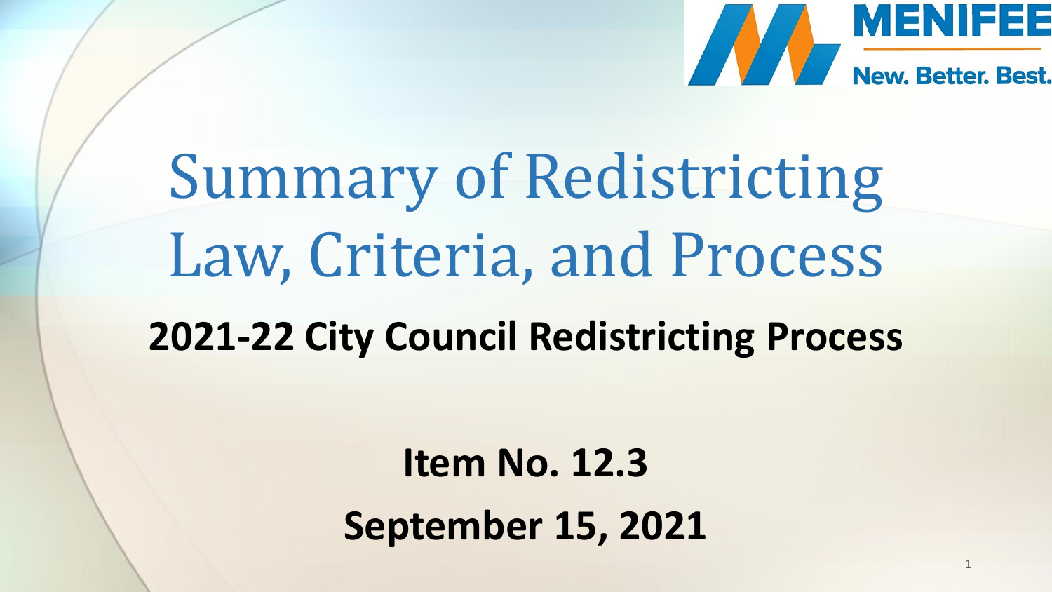MENIFEE

New. Better. Best.

# Summary of Redistricting Law, Criteria, and Process

## 2021-22 City Council Redistricting Process

**Item No. 12.3**

**September 15, 2021**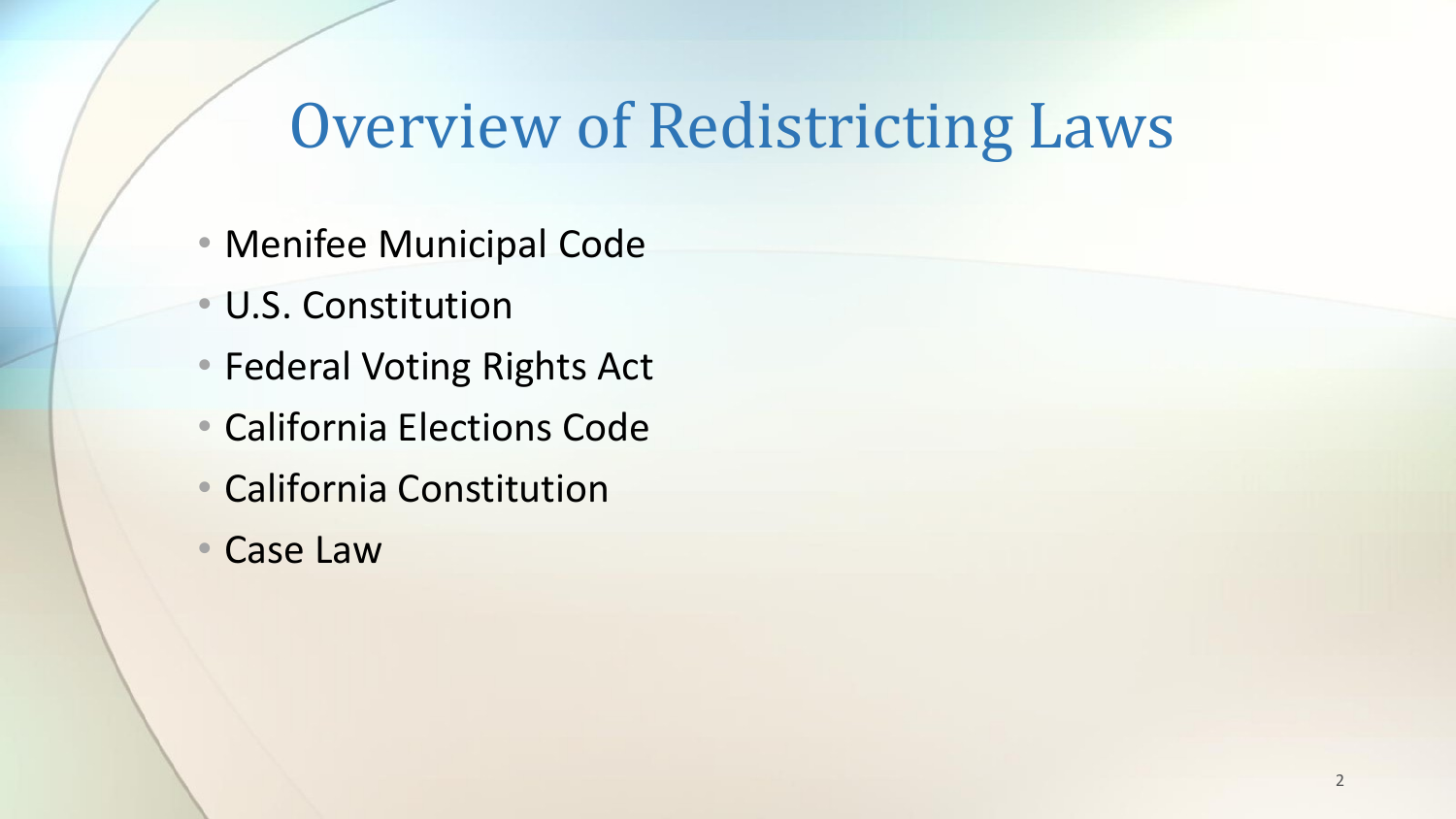# Overview of Redistricting Laws

- Menifee Municipal Code
- U.S. Constitution
- Federal Voting Rights Act
- California Elections Code
- California Constitution
- Case Law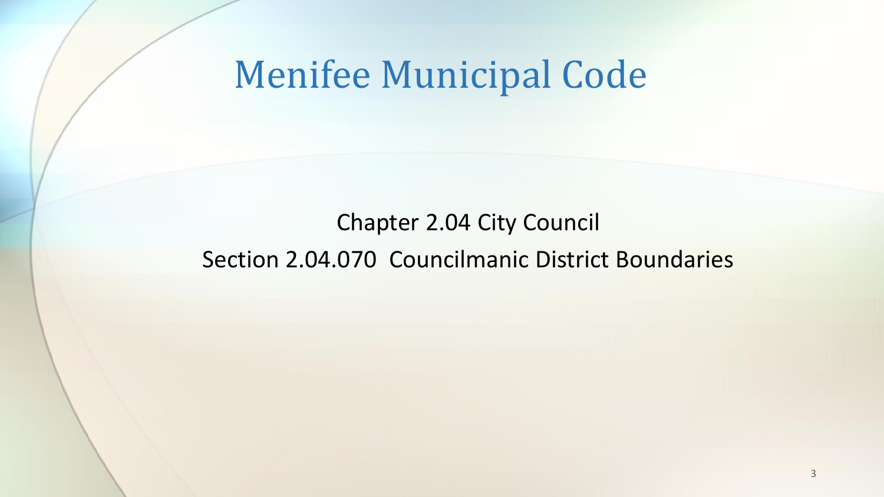# Menifee Municipal Code

Chapter 2.04 City Council

Section 2.04.070 Councilmanic District Boundaries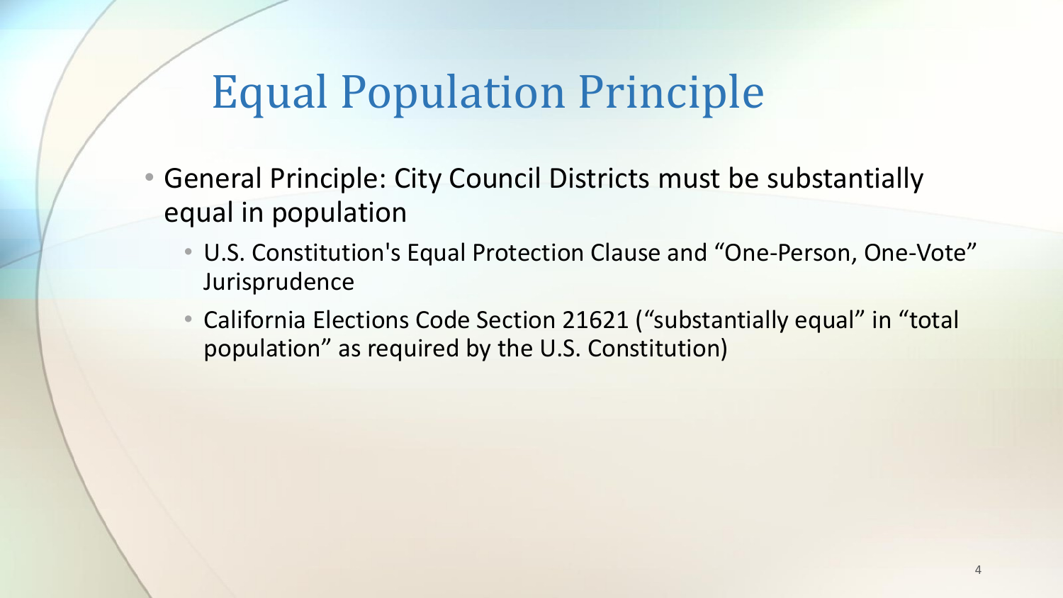# Equal Population Principle

- General Principle: City Council Districts must be substantially equal in population
  - U.S. Constitution's Equal Protection Clause and "One-Person, One-Vote" Jurisprudence
  - California Elections Code Section 21621 ("substantially equal" in "total population" as required by the U.S. Constitution)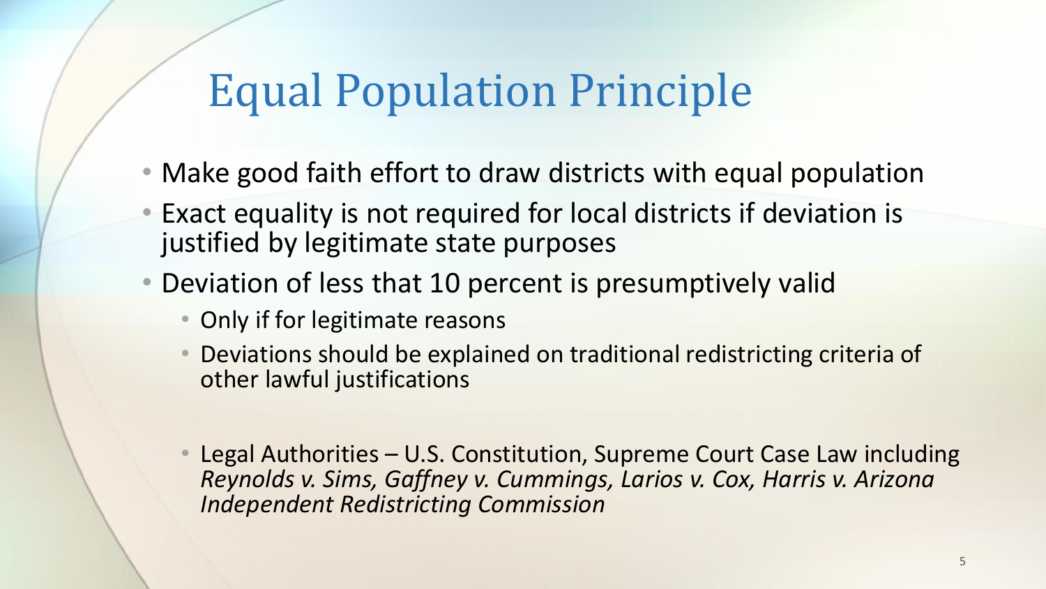# Equal Population Principle

- Make good faith effort to draw districts with equal population
- Exact equality is not required for local districts if deviation is justified by legitimate state purposes
- Deviation of less that 10 percent is presumptively valid
  - Only if for legitimate reasons
  - Deviations should be explained on traditional redistricting criteria of other lawful justifications

  - Legal Authorities – U.S. Constitution, Supreme Court Case Law including *Reynolds v. Sims, Gaffney v. Cummings, Larios v. Cox, Harris v. Arizona Independent Redistricting Commission*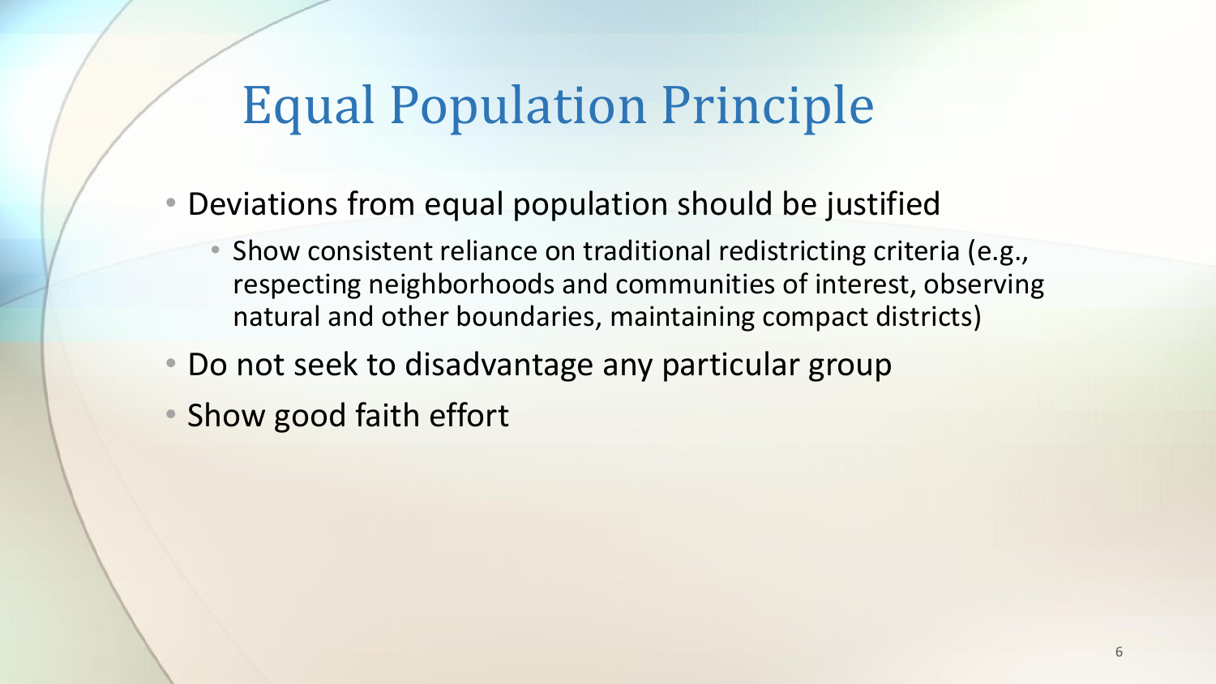# Equal Population Principle

- Deviations from equal population should be justified
  - Show consistent reliance on traditional redistricting criteria (e.g., respecting neighborhoods and communities of interest, observing natural and other boundaries, maintaining compact districts)
- Do not seek to disadvantage any particular group
- Show good faith effort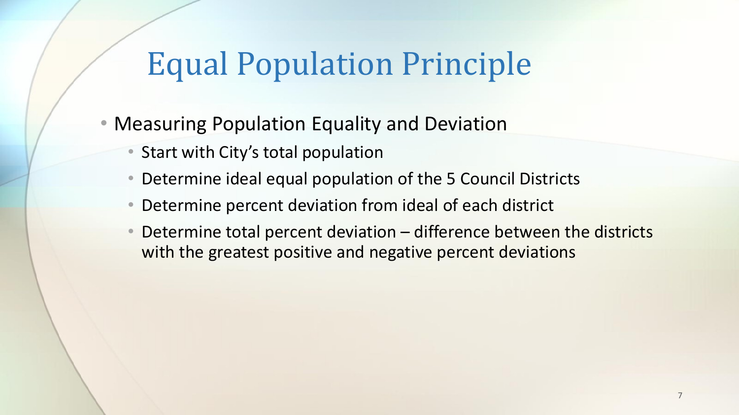# Equal Population Principle

- Measuring Population Equality and Deviation
  - Start with City's total population
  - Determine ideal equal population of the 5 Council Districts
  - Determine percent deviation from ideal of each district
  - Determine total percent deviation – difference between the districts with the greatest positive and negative percent deviations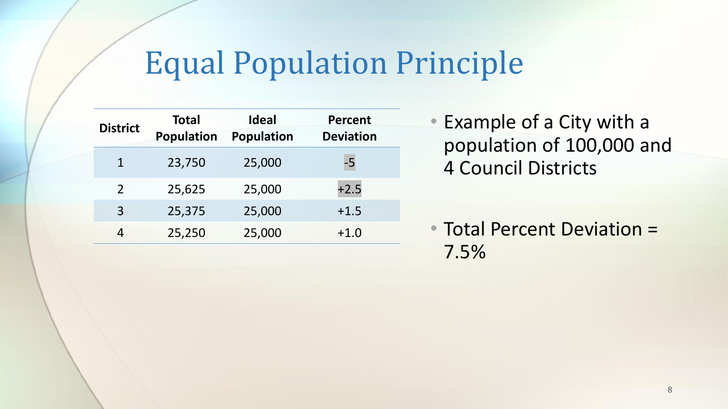# Equal Population Principle

| District | Total Population | Ideal Population | Percent Deviation |
|---|---|---|---|
| 1 | 23,750 | 25,000 | -5 |
| 2 | 25,625 | 25,000 | +2.5 |
| 3 | 25,375 | 25,000 | +1.5 |
| 4 | 25,250 | 25,000 | +1.0 |

- Example of a City with a population of 100,000 and 4 Council Districts
- Total Percent Deviation = 7.5%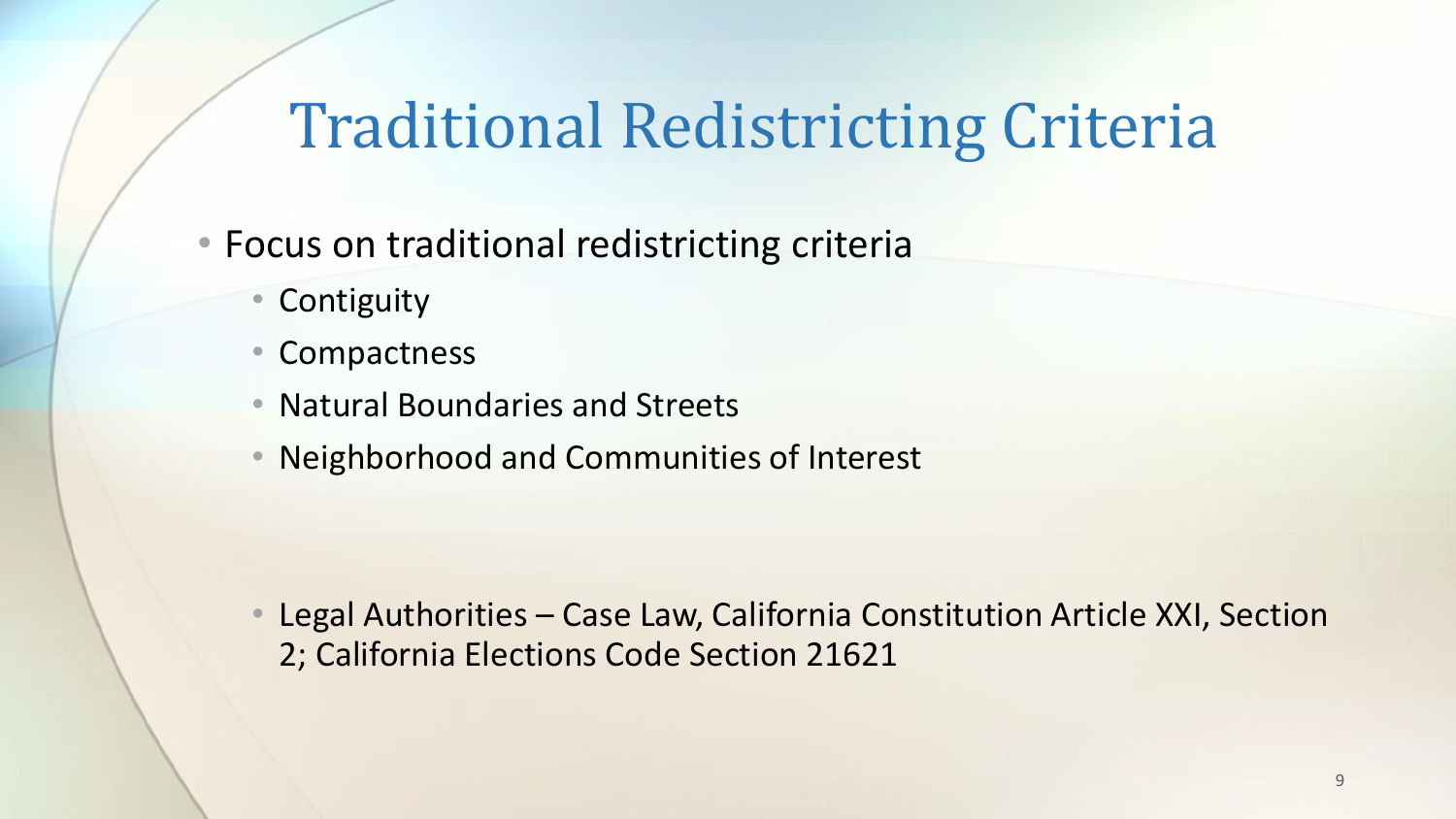# Traditional Redistricting Criteria

- Focus on traditional redistricting criteria
  - Contiguity
  - Compactness
  - Natural Boundaries and Streets
  - Neighborhood and Communities of Interest

- Legal Authorities – Case Law, California Constitution Article XXI, Section 2; California Elections Code Section 21621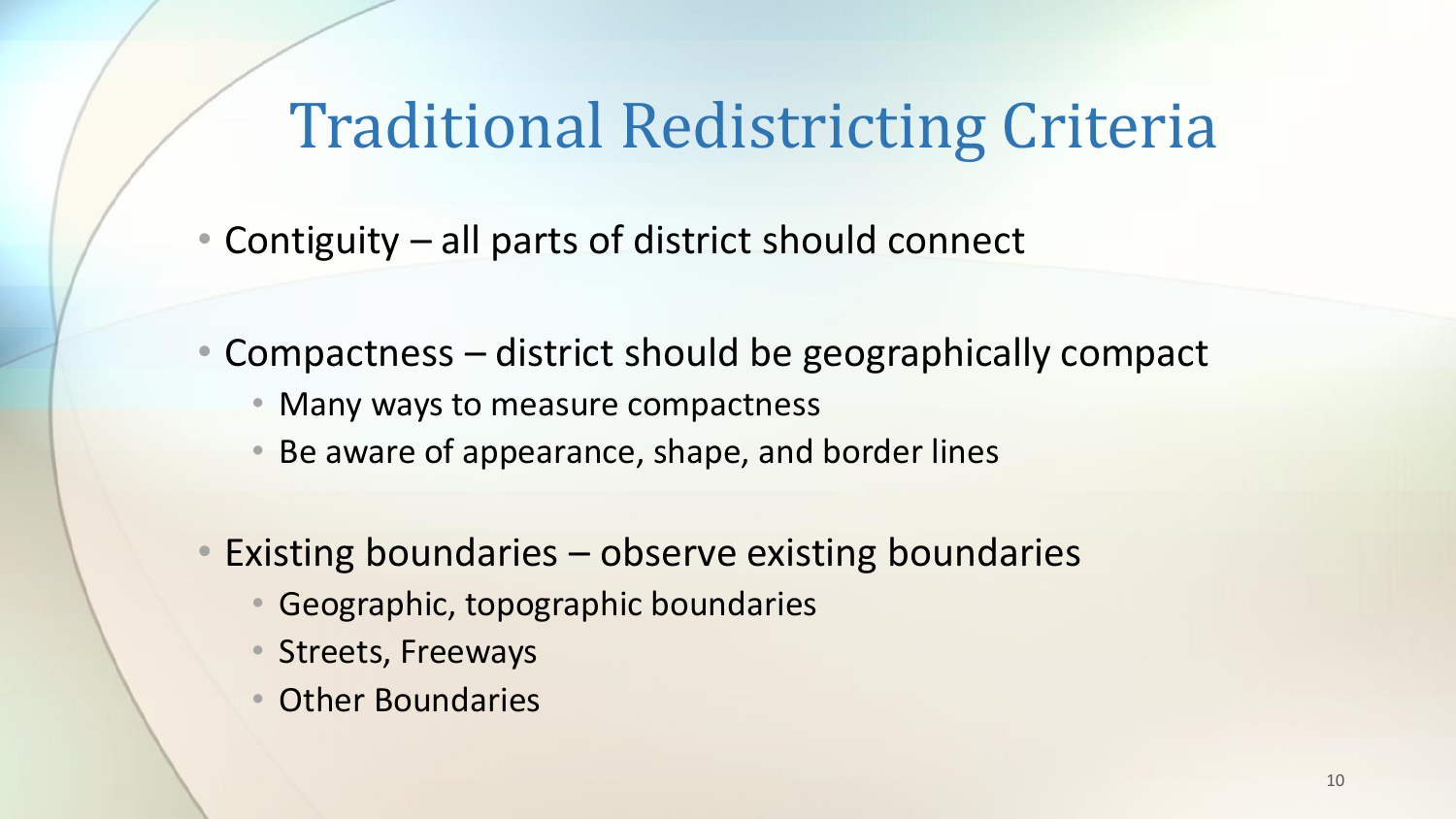# Traditional Redistricting Criteria

- Contiguity – all parts of district should connect

- Compactness – district should be geographically compact
  - Many ways to measure compactness
  - Be aware of appearance, shape, and border lines

- Existing boundaries – observe existing boundaries
  - Geographic, topographic boundaries
  - Streets, Freeways
  - Other Boundaries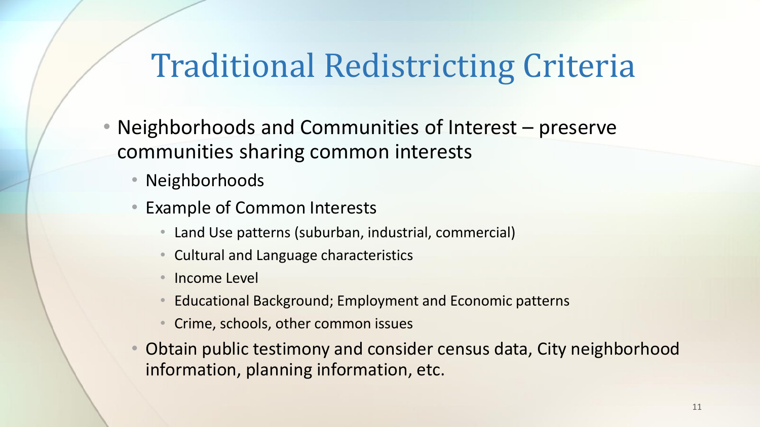# Traditional Redistricting Criteria

- Neighborhoods and Communities of Interest – preserve communities sharing common interests
  - Neighborhoods
  - Example of Common Interests
    - Land Use patterns (suburban, industrial, commercial)
    - Cultural and Language characteristics
    - Income Level
    - Educational Background; Employment and Economic patterns
    - Crime, schools, other common issues
  - Obtain public testimony and consider census data, City neighborhood information, planning information, etc.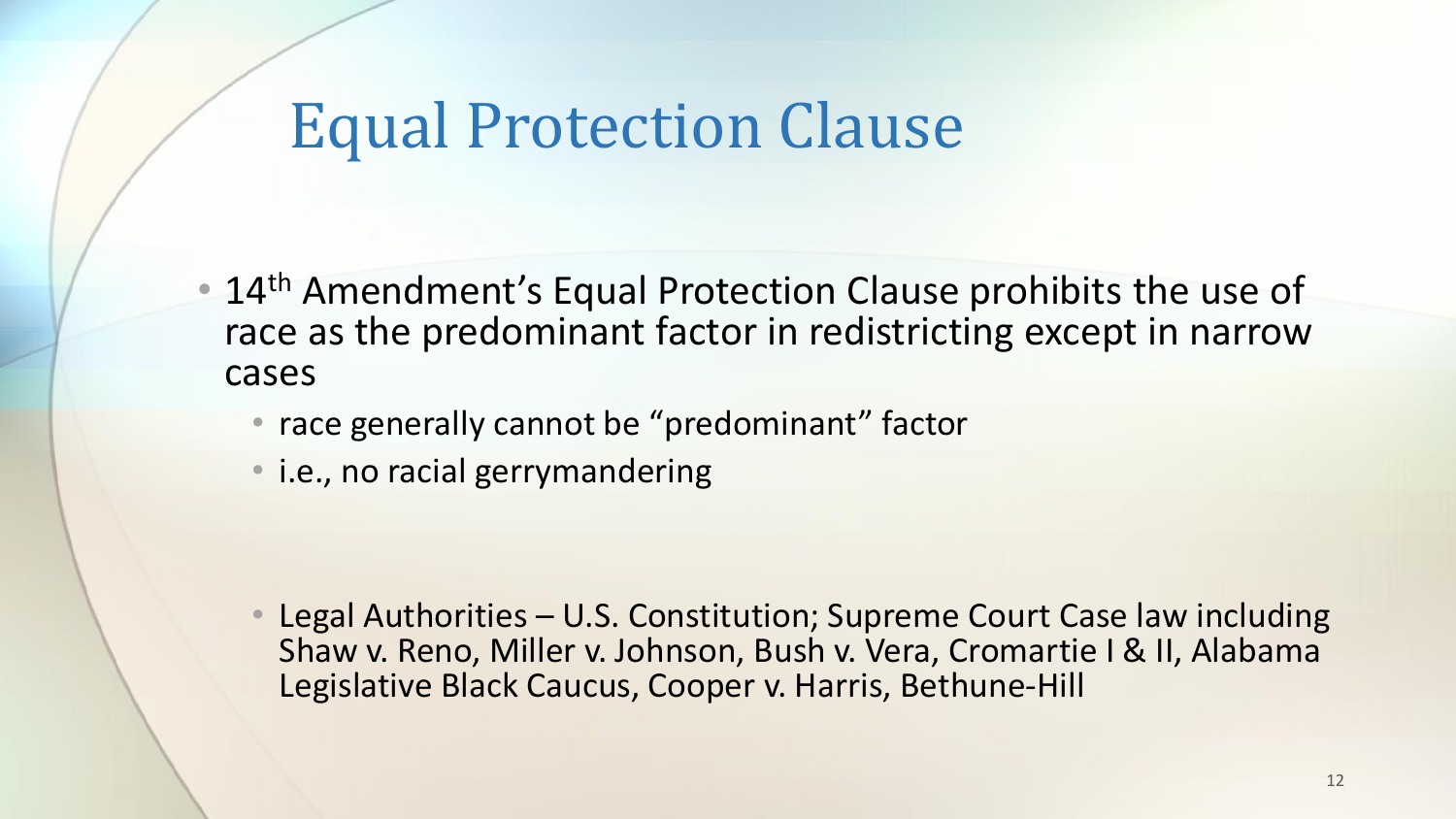# Equal Protection Clause

- 14th Amendment's Equal Protection Clause prohibits the use of race as the predominant factor in redistricting except in narrow cases
  - race generally cannot be "predominant" factor
  - i.e., no racial gerrymandering

  - Legal Authorities – U.S. Constitution; Supreme Court Case law including Shaw v. Reno, Miller v. Johnson, Bush v. Vera, Cromartie I & II, Alabama Legislative Black Caucus, Cooper v. Harris, Bethune-Hill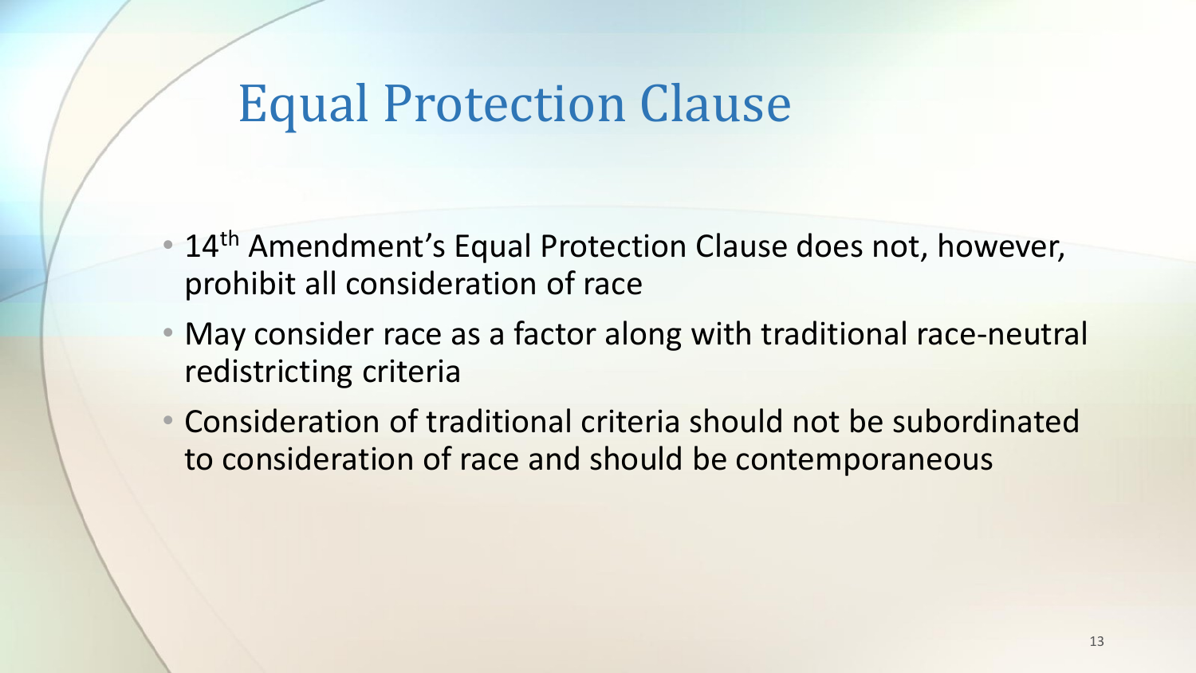# Equal Protection Clause

- 14th Amendment's Equal Protection Clause does not, however, prohibit all consideration of race
- May consider race as a factor along with traditional race-neutral redistricting criteria
- Consideration of traditional criteria should not be subordinated to consideration of race and should be contemporaneous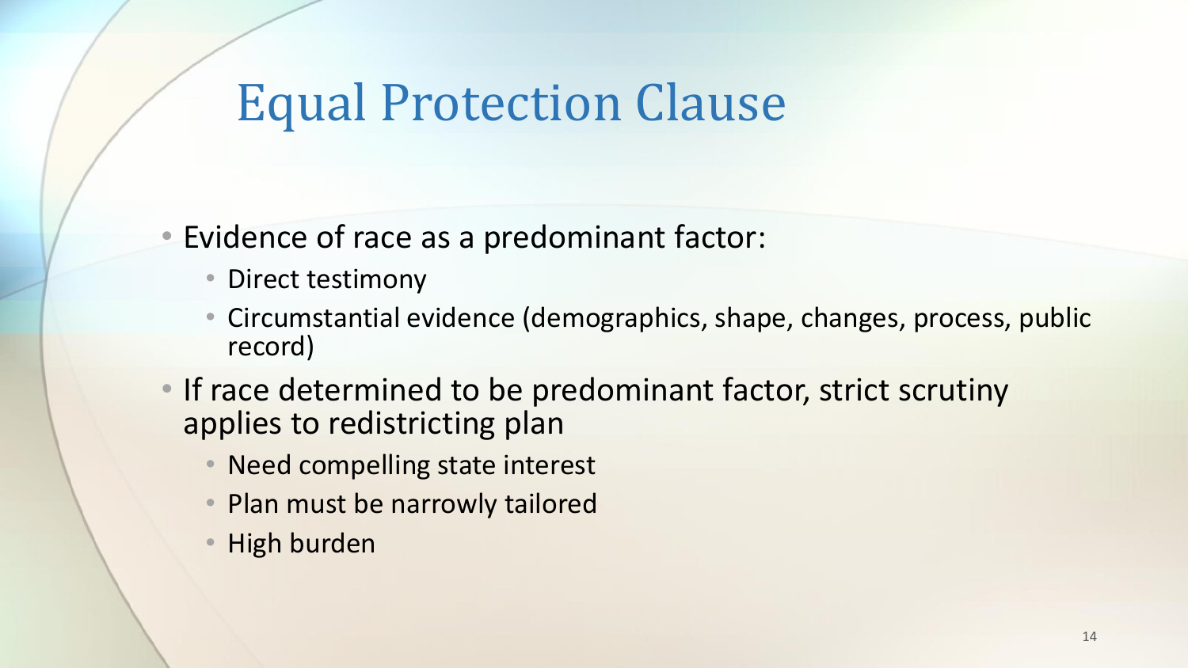# Equal Protection Clause

- Evidence of race as a predominant factor:
  - Direct testimony
  - Circumstantial evidence (demographics, shape, changes, process, public record)
- If race determined to be predominant factor, strict scrutiny applies to redistricting plan
  - Need compelling state interest
  - Plan must be narrowly tailored
  - High burden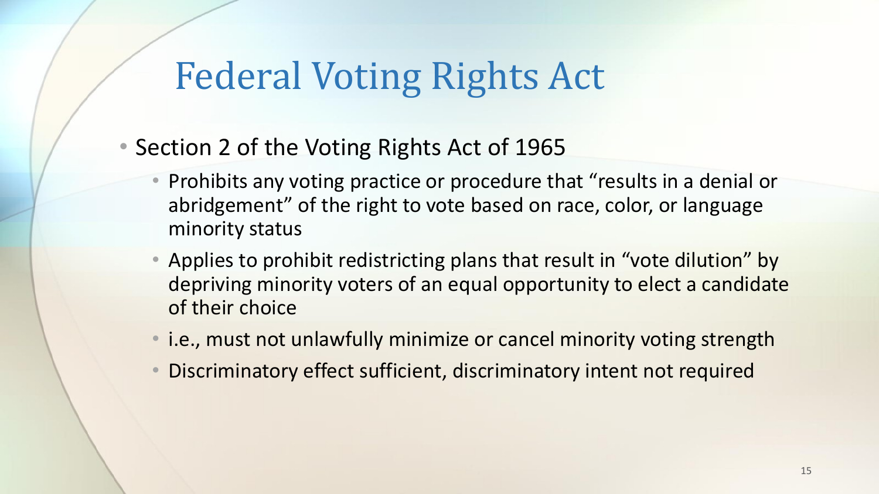# Federal Voting Rights Act

- Section 2 of the Voting Rights Act of 1965
  - Prohibits any voting practice or procedure that "results in a denial or abridgement" of the right to vote based on race, color, or language minority status
  - Applies to prohibit redistricting plans that result in "vote dilution" by depriving minority voters of an equal opportunity to elect a candidate of their choice
  - i.e., must not unlawfully minimize or cancel minority voting strength
  - Discriminatory effect sufficient, discriminatory intent not required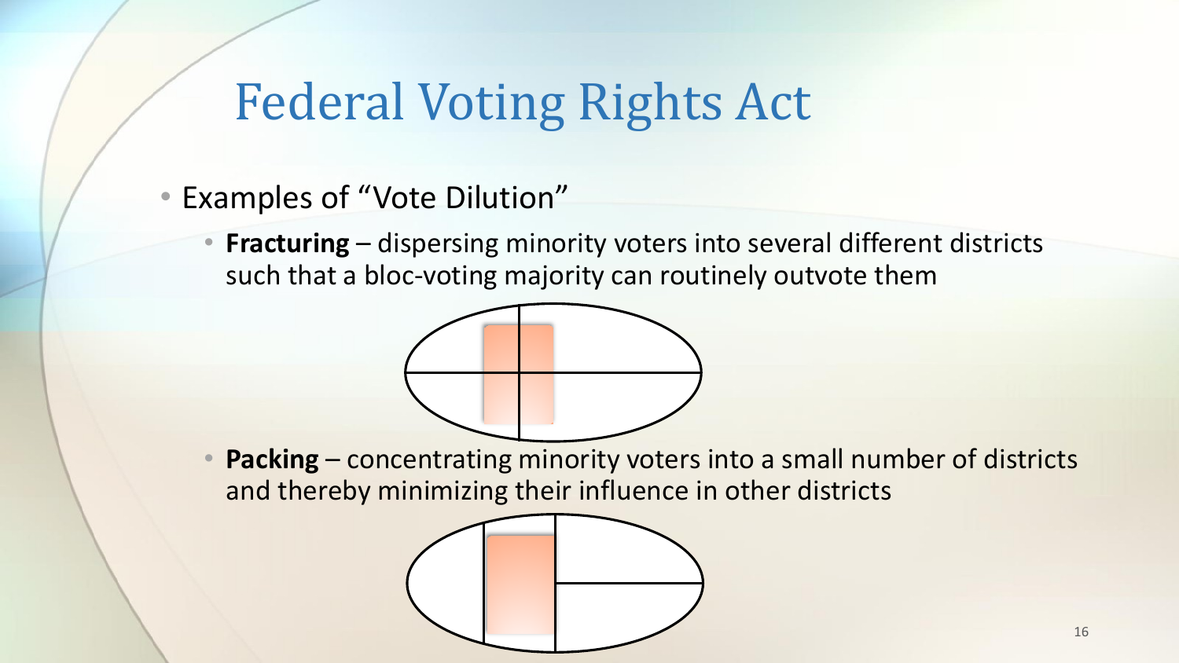# Federal Voting Rights Act

- Examples of "Vote Dilution"
  - **Fracturing** – dispersing minority voters into several different districts such that a bloc-voting majority can routinely outvote them
  - **Packing** – concentrating minority voters into a small number of districts and thereby minimizing their influence in other districts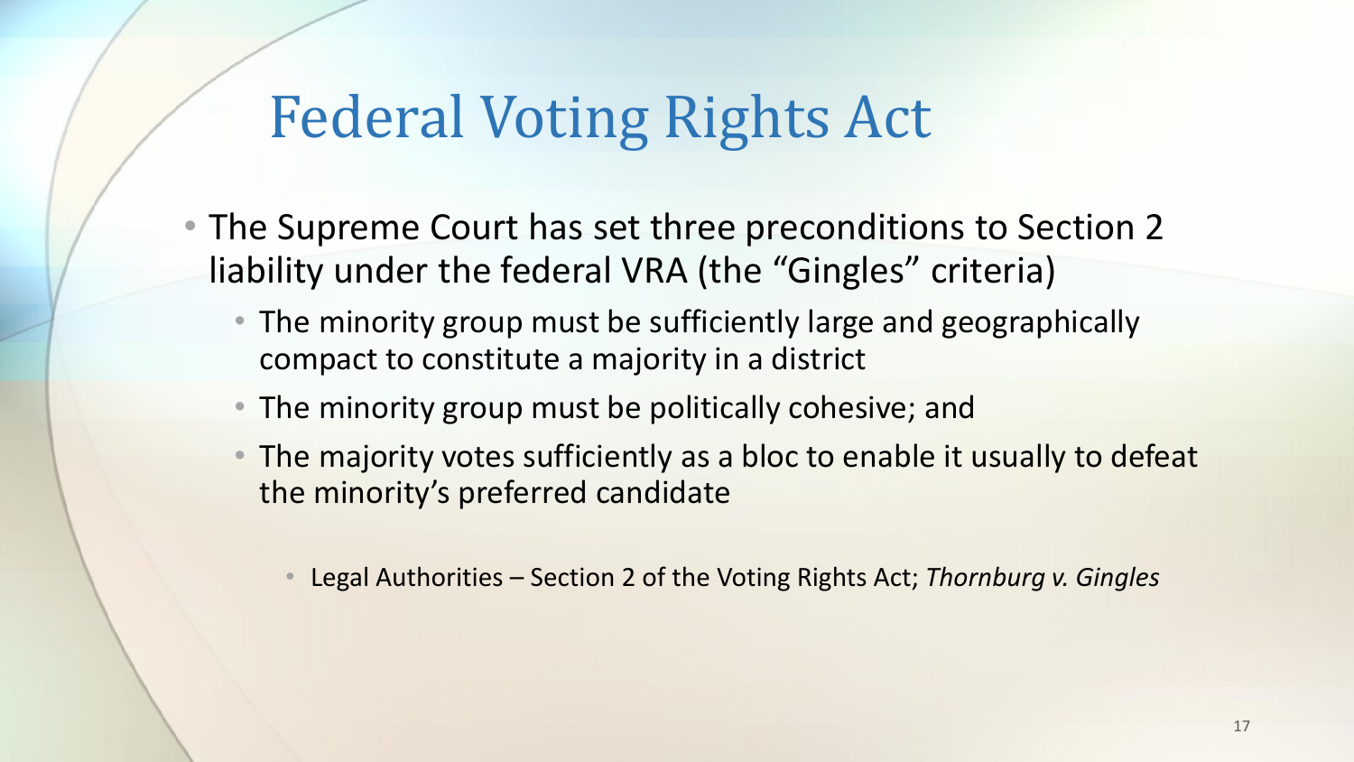# Federal Voting Rights Act

- The Supreme Court has set three preconditions to Section 2 liability under the federal VRA (the "Gingles" criteria)
  - The minority group must be sufficiently large and geographically compact to constitute a majority in a district
  - The minority group must be politically cohesive; and
  - The majority votes sufficiently as a bloc to enable it usually to defeat the minority's preferred candidate
    - Legal Authorities – Section 2 of the Voting Rights Act; *Thornburg v. Gingles*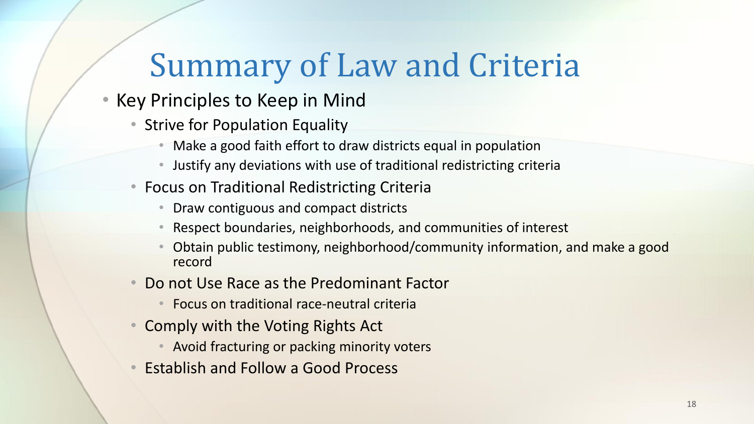# Summary of Law and Criteria

- Key Principles to Keep in Mind
  - Strive for Population Equality
    - Make a good faith effort to draw districts equal in population
    - Justify any deviations with use of traditional redistricting criteria
  - Focus on Traditional Redistricting Criteria
    - Draw contiguous and compact districts
    - Respect boundaries, neighborhoods, and communities of interest
    - Obtain public testimony, neighborhood/community information, and make a good record
  - Do not Use Race as the Predominant Factor
    - Focus on traditional race-neutral criteria
  - Comply with the Voting Rights Act
    - Avoid fracturing or packing minority voters
  - Establish and Follow a Good Process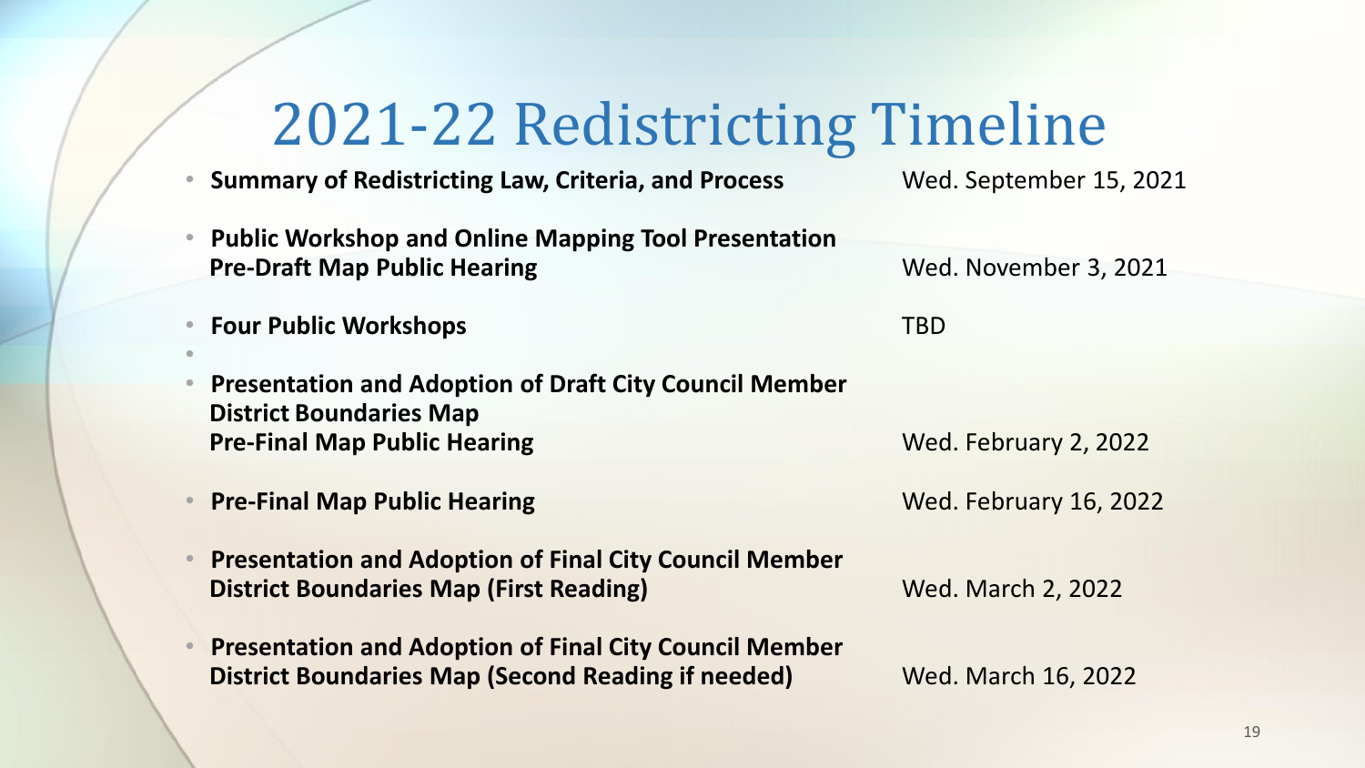# 2021-22 Redistricting Timeline

| | |
|---|---|
| **Summary of Redistricting Law, Criteria, and Process** | Wed. September 15, 2021 |
| **Public Workshop and Online Mapping Tool Presentation**<br>**Pre-Draft Map Public Hearing** | Wed. November 3, 2021 |
| **Four Public Workshops** | TBD |
| **Presentation and Adoption of Draft City Council Member District Boundaries Map**<br>**Pre-Final Map Public Hearing** | Wed. February 2, 2022 |
| **Pre-Final Map Public Hearing** | Wed. February 16, 2022 |
| **Presentation and Adoption of Final City Council Member District Boundaries Map (First Reading)** | Wed. March 2, 2022 |
| **Presentation and Adoption of Final City Council Member District Boundaries Map (Second Reading if needed)** | Wed. March 16, 2022 |